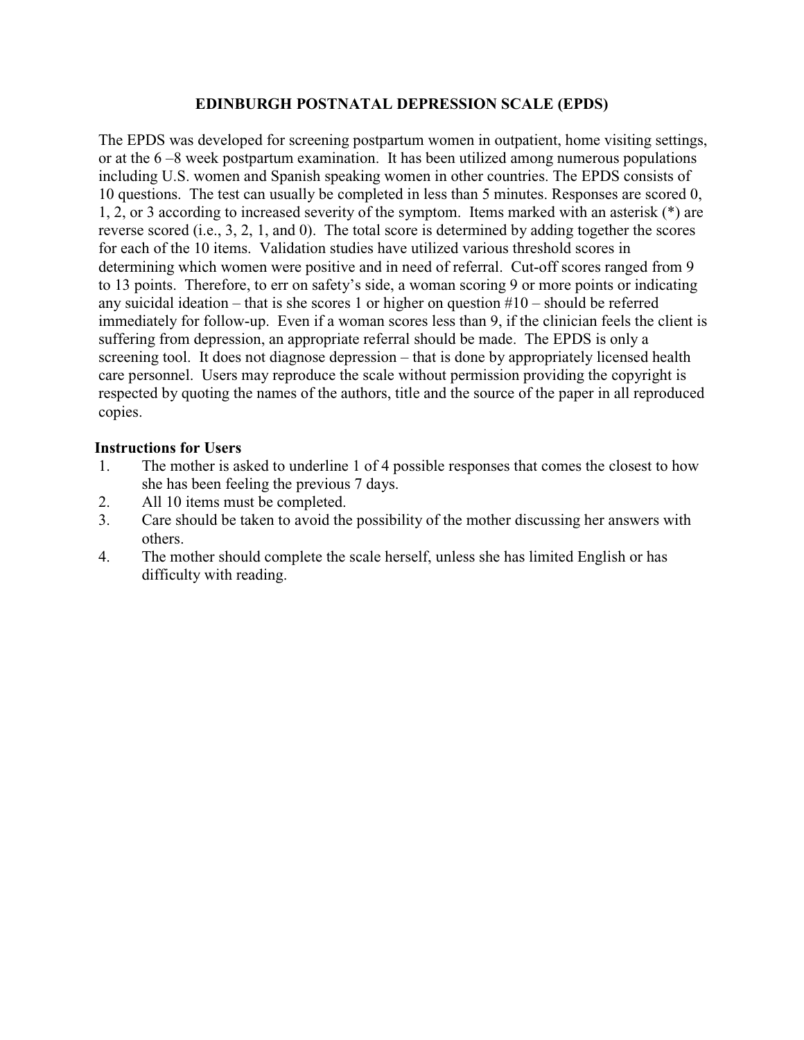# EDINBURGH POSTNATAL DEPRESSION SCALE (EPDS)

The EPDS was developed for screening postpartum women in outpatient, home visiting settings, or at the 6 –8 week postpartum examination. It has been utilized among numerous populations including U.S. women and Spanish speaking women in other countries. The EPDS consists of 10 questions. The test can usually be completed in less than 5 minutes. Responses are scored 0, 1, 2, or 3 according to increased severity of the symptom. Items marked with an asterisk (*) are reverse scored (i.e., 3, 2, 1, and 0). The total score is determined by adding together the scores for each of the 10 items. Validation studies have utilized various threshold scores in determining which women were positive and in need of referral. Cut-off scores ranged from 9 to 13 points. Therefore, to err on safety's side, a woman scoring 9 or more points or indicating any suicidal ideation – that is she scores 1 or higher on question #10 – should be referred immediately for follow-up. Even if a woman scores less than 9, if the clinician feels the client is suffering from depression, an appropriate referral should be made. The EPDS is only a screening tool. It does not diagnose depression – that is done by appropriately licensed health care personnel. Users may reproduce the scale without permission providing the copyright is respected by quoting the names of the authors, title and the source of the paper in all reproduced copies.

## Instructions for Users

1. The mother is asked to underline 1 of 4 possible responses that comes the closest to how she has been feeling the previous 7 days.
2. All 10 items must be completed.
3. Care should be taken to avoid the possibility of the mother discussing her answers with others.
4. The mother should complete the scale herself, unless she has limited English or has difficulty with reading.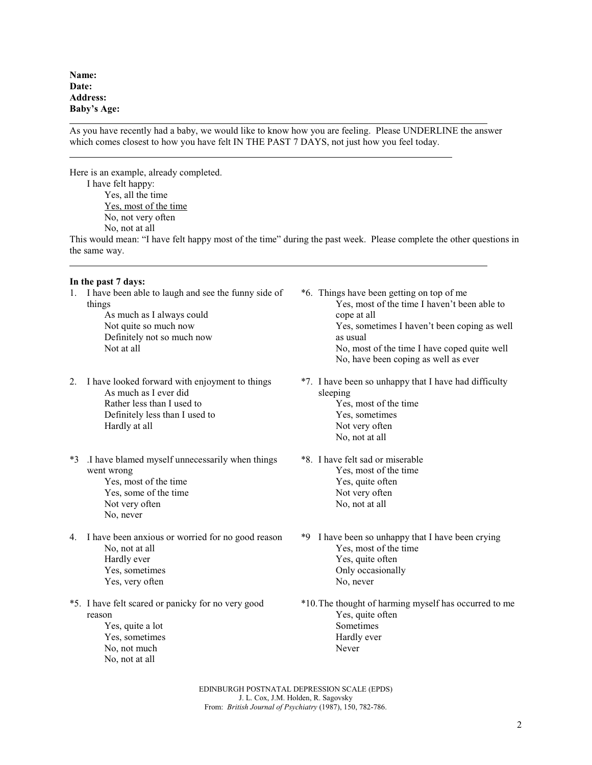**Name:**
**Date:**
**Address:**
**Baby's Age:**

---

As you have recently had a baby, we would like to know how you are feeling. Please UNDERLINE the answer which comes closest to how you have felt IN THE PAST 7 DAYS, not just how you feel today.

---

Here is an example, already completed.

I have felt happy:

- Yes, all the time
- <u>Yes, most of the time</u>
- No, not very often
- No, not at all

This would mean: "I have felt happy most of the time" during the past week. Please complete the other questions in the same way.

---

**In the past 7 days:**

1. I have been able to laugh and see the funny side of things
   - As much as I always could
   - Not quite so much now
   - Definitely not so much now
   - Not at all

2. I have looked forward with enjoyment to things
   - As much as I ever did
   - Rather less than I used to
   - Definitely less than I used to
   - Hardly at all

*3 .I have blamed myself unnecessarily when things went wrong
   - Yes, most of the time
   - Yes, some of the time
   - Not very often
   - No, never

4. I have been anxious or worried for no good reason
   - No, not at all
   - Hardly ever
   - Yes, sometimes
   - Yes, very often

*5. I have felt scared or panicky for no very good reason
   - Yes, quite a lot
   - Yes, sometimes
   - No, not much
   - No, not at all

*6. Things have been getting on top of me
   - Yes, most of the time I haven't been able to cope at all
   - Yes, sometimes I haven't been coping as well as usual
   - No, most of the time I have coped quite well
   - No, have been coping as well as ever

*7. I have been so unhappy that I have had difficulty sleeping
   - Yes, most of the time
   - Yes, sometimes
   - Not very often
   - No, not at all

*8. I have felt sad or miserable
   - Yes, most of the time
   - Yes, quite often
   - Not very often
   - No, not at all

*9 I have been so unhappy that I have been crying
   - Yes, most of the time
   - Yes, quite often
   - Only occasionally
   - No, never

*10.The thought of harming myself has occurred to me
   - Yes, quite often
   - Sometimes
   - Hardly ever
   - Never

EDINBURGH POSTNATAL DEPRESSION SCALE (EPDS)
J. L. Cox, J.M. Holden, R. Sagovsky
From: *British Journal of Psychiatry* (1987), 150, 782-786.